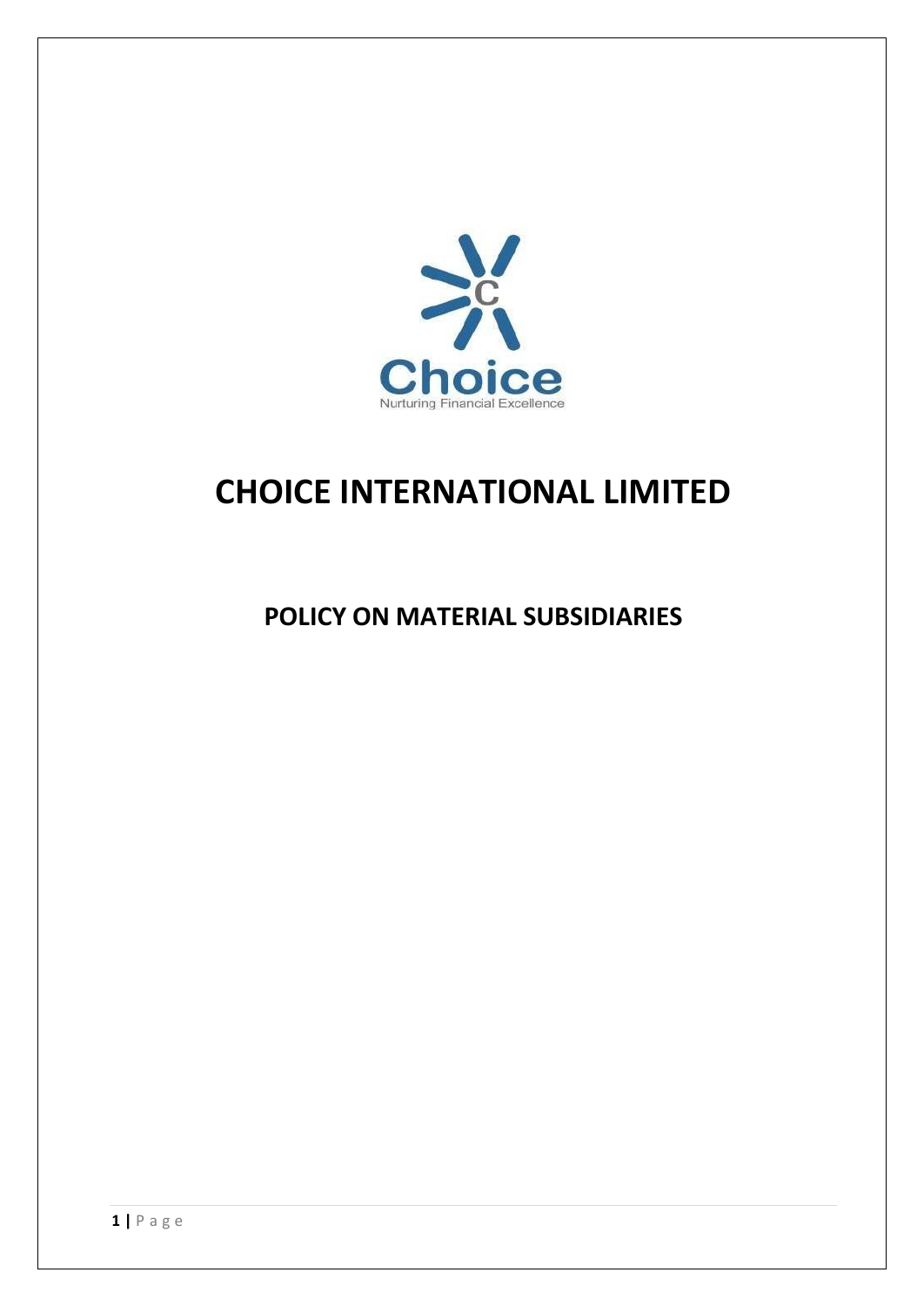# CHOICE INTERNATIONAL LIMITED

## POLICY ON MATERIAL SUBSIDIARIES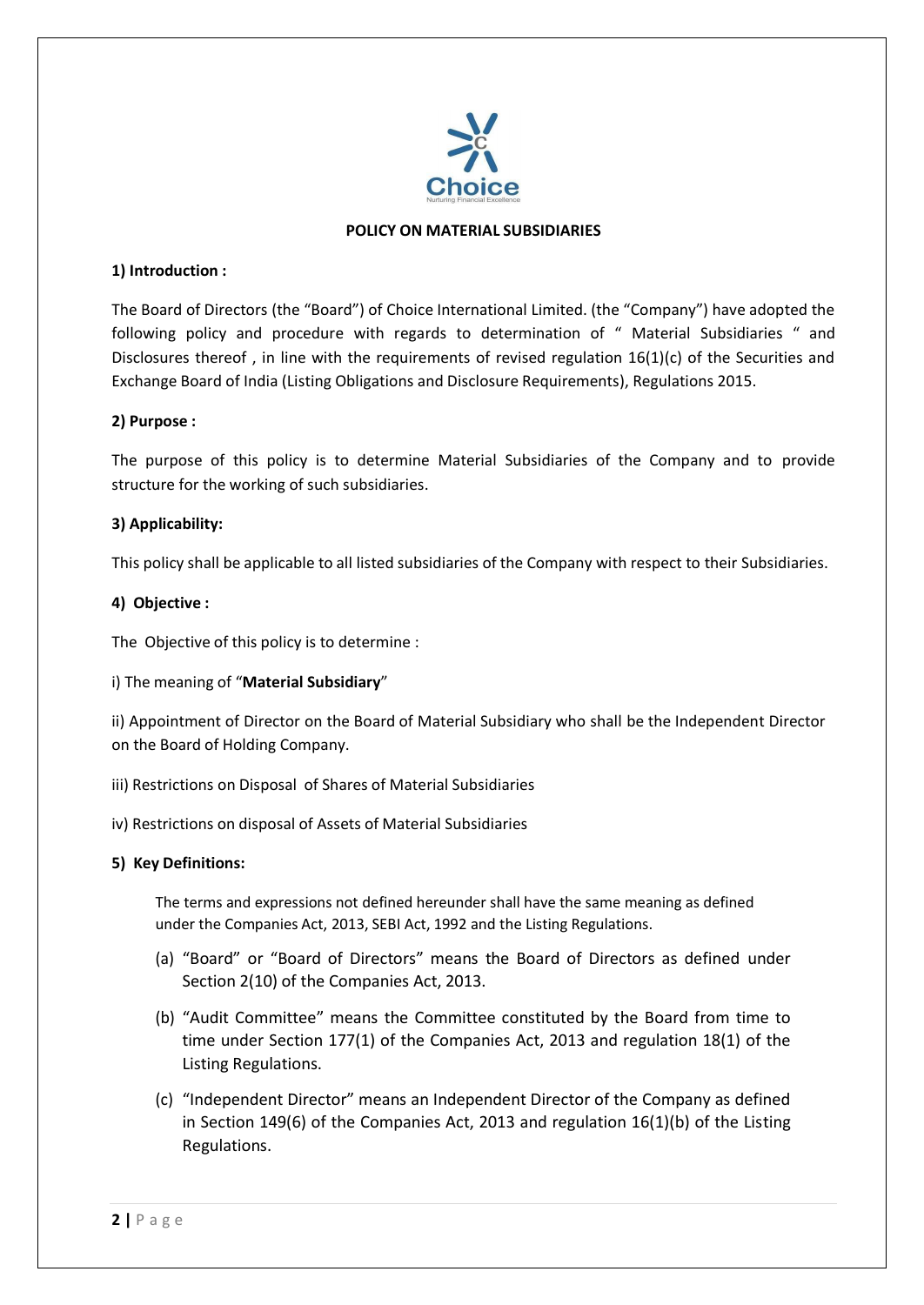**POLICY ON MATERIAL SUBSIDIARIES**

**1) Introduction :**

The Board of Directors (the "Board") of Choice International Limited. (the "Company") have adopted the following policy and procedure with regards to determination of " Material Subsidiaries " and Disclosures thereof , in line with the requirements of revised regulation 16(1)(c) of the Securities and Exchange Board of India (Listing Obligations and Disclosure Requirements), Regulations 2015.

**2) Purpose :**

The purpose of this policy is to determine Material Subsidiaries of the Company and to provide structure for the working of such subsidiaries.

**3) Applicability:**

This policy shall be applicable to all listed subsidiaries of the Company with respect to their Subsidiaries.

**4) Objective :**

The Objective of this policy is to determine :

i) The meaning of "**Material Subsidiary**"

ii) Appointment of Director on the Board of Material Subsidiary who shall be the Independent Director on the Board of Holding Company.

iii) Restrictions on Disposal of Shares of Material Subsidiaries

iv) Restrictions on disposal of Assets of Material Subsidiaries

**5) Key Definitions:**

The terms and expressions not defined hereunder shall have the same meaning as defined under the Companies Act, 2013, SEBI Act, 1992 and the Listing Regulations.

(a) "Board" or "Board of Directors" means the Board of Directors as defined under Section 2(10) of the Companies Act, 2013.

(b) "Audit Committee" means the Committee constituted by the Board from time to time under Section 177(1) of the Companies Act, 2013 and regulation 18(1) of the Listing Regulations.

(c) "Independent Director" means an Independent Director of the Company as defined in Section 149(6) of the Companies Act, 2013 and regulation 16(1)(b) of the Listing Regulations.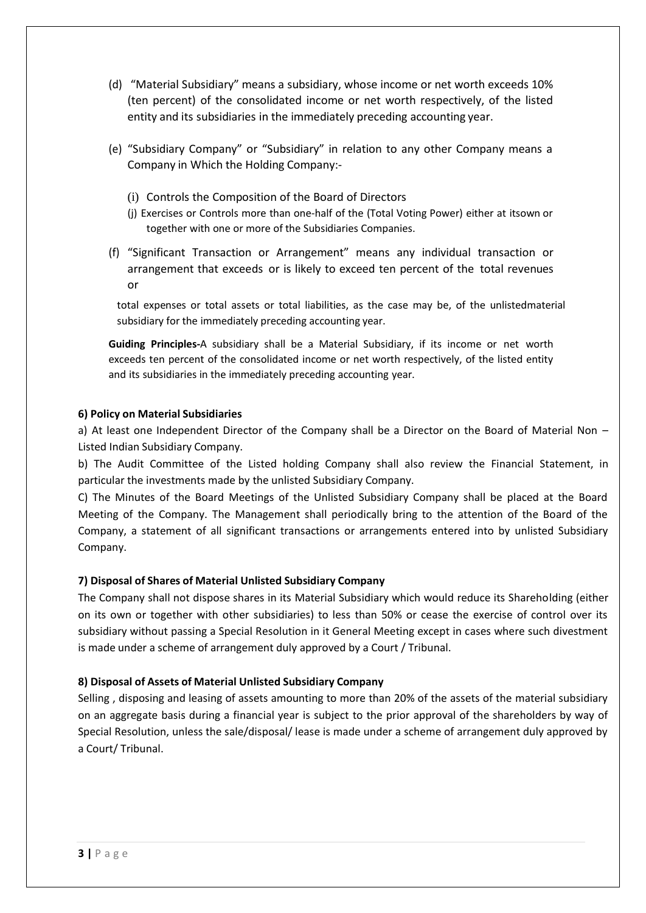(d) "Material Subsidiary" means a subsidiary, whose income or net worth exceeds 10% (ten percent) of the consolidated income or net worth respectively, of the listed entity and its subsidiaries in the immediately preceding accounting year.

(e) "Subsidiary Company" or "Subsidiary" in relation to any other Company means a Company in Which the Holding Company:-

(i) Controls the Composition of the Board of Directors

(j) Exercises or Controls more than one-half of the (Total Voting Power) either at itsown or together with one or more of the Subsidiaries Companies.

(f) "Significant Transaction or Arrangement" means any individual transaction or arrangement that exceeds or is likely to exceed ten percent of the total revenues or

total expenses or total assets or total liabilities, as the case may be, of the unlistedmaterial subsidiary for the immediately preceding accounting year.

**Guiding Principles-**A subsidiary shall be a Material Subsidiary, if its income or net worth exceeds ten percent of the consolidated income or net worth respectively, of the listed entity and its subsidiaries in the immediately preceding accounting year.

**6) Policy on Material Subsidiaries**

a) At least one Independent Director of the Company shall be a Director on the Board of Material Non – Listed Indian Subsidiary Company.

b) The Audit Committee of the Listed holding Company shall also review the Financial Statement, in particular the investments made by the unlisted Subsidiary Company.

C) The Minutes of the Board Meetings of the Unlisted Subsidiary Company shall be placed at the Board Meeting of the Company. The Management shall periodically bring to the attention of the Board of the Company, a statement of all significant transactions or arrangements entered into by unlisted Subsidiary Company.

**7) Disposal of Shares of Material Unlisted Subsidiary Company**

The Company shall not dispose shares in its Material Subsidiary which would reduce its Shareholding (either on its own or together with other subsidiaries) to less than 50% or cease the exercise of control over its subsidiary without passing a Special Resolution in it General Meeting except in cases where such divestment is made under a scheme of arrangement duly approved by a Court / Tribunal.

**8) Disposal of Assets of Material Unlisted Subsidiary Company**

Selling , disposing and leasing of assets amounting to more than 20% of the assets of the material subsidiary on an aggregate basis during a financial year is subject to the prior approval of the shareholders by way of Special Resolution, unless the sale/disposal/ lease is made under a scheme of arrangement duly approved by a Court/ Tribunal.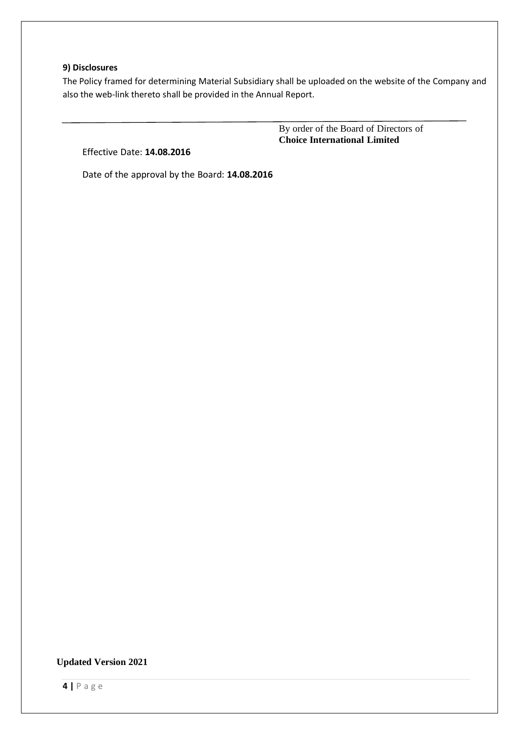**9) Disclosures**

The Policy framed for determining Material Subsidiary shall be uploaded on the website of the Company and also the web-link thereto shall be provided in the Annual Report.

---

By order of the Board of Directors of
**Choice International Limited**

Effective Date: **14.08.2016**

Date of the approval by the Board: **14.08.2016**

**Updated Version 2021**